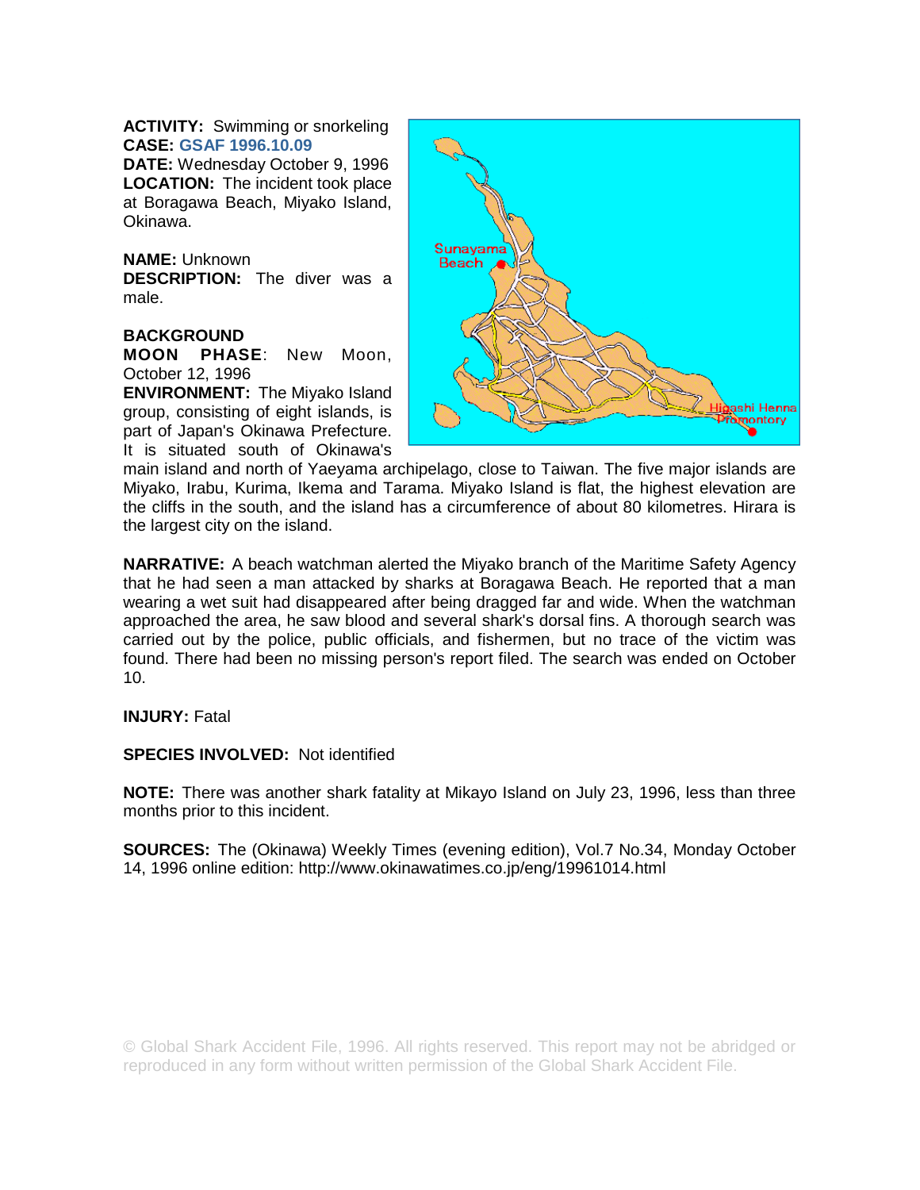**ACTIVITY:** Swimming or snorkeling
**CASE:** GSAF 1996.10.09
**DATE:** Wednesday October 9, 1996
**LOCATION:** The incident took place at Boragawa Beach, Miyako Island, Okinawa.

**NAME:** Unknown
**DESCRIPTION:** The diver was a male.

**BACKGROUND**
**MOON PHASE**: New Moon, October 12, 1996
**ENVIRONMENT:** The Miyako Island group, consisting of eight islands, is part of Japan's Okinawa Prefecture. It is situated south of Okinawa's main island and north of Yaeyama archipelago, close to Taiwan. The five major islands are Miyako, Irabu, Kurima, Ikema and Tarama. Miyako Island is flat, the highest elevation are the cliffs in the south, and the island has a circumference of about 80 kilometres. Hirara is the largest city on the island.

**NARRATIVE:** A beach watchman alerted the Miyako branch of the Maritime Safety Agency that he had seen a man attacked by sharks at Boragawa Beach. He reported that a man wearing a wet suit had disappeared after being dragged far and wide. When the watchman approached the area, he saw blood and several shark's dorsal fins. A thorough search was carried out by the police, public officials, and fishermen, but no trace of the victim was found. There had been no missing person's report filed. The search was ended on October 10.

**INJURY:** Fatal

**SPECIES INVOLVED:** Not identified

**NOTE:** There was another shark fatality at Mikayo Island on July 23, 1996, less than three months prior to this incident.

**SOURCES:** The (Okinawa) Weekly Times (evening edition), Vol.7 No.34, Monday October 14, 1996 online edition: http://www.okinawatimes.co.jp/eng/19961014.html

© Global Shark Accident File, 1996. All rights reserved. This report may not be abridged or reproduced in any form without written permission of the Global Shark Accident File.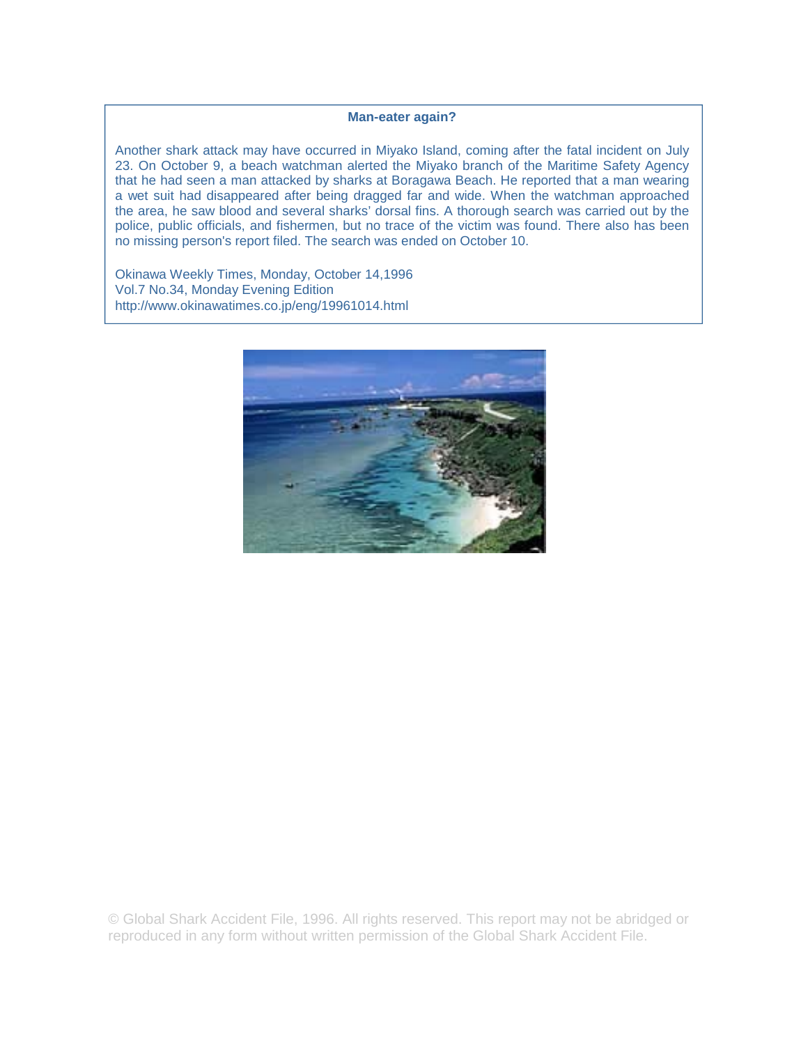**Man-eater again?**

Another shark attack may have occurred in Miyako Island, coming after the fatal incident on July 23. On October 9, a beach watchman alerted the Miyako branch of the Maritime Safety Agency that he had seen a man attacked by sharks at Boragawa Beach. He reported that a man wearing a wet suit had disappeared after being dragged far and wide. When the watchman approached the area, he saw blood and several sharks' dorsal fins. A thorough search was carried out by the police, public officials, and fishermen, but no trace of the victim was found. There also has been no missing person's report filed. The search was ended on October 10.

Okinawa Weekly Times, Monday, October 14,1996
Vol.7 No.34, Monday Evening Edition
http://www.okinawatimes.co.jp/eng/19961014.html

© Global Shark Accident File, 1996. All rights reserved. This report may not be abridged or reproduced in any form without written permission of the Global Shark Accident File.